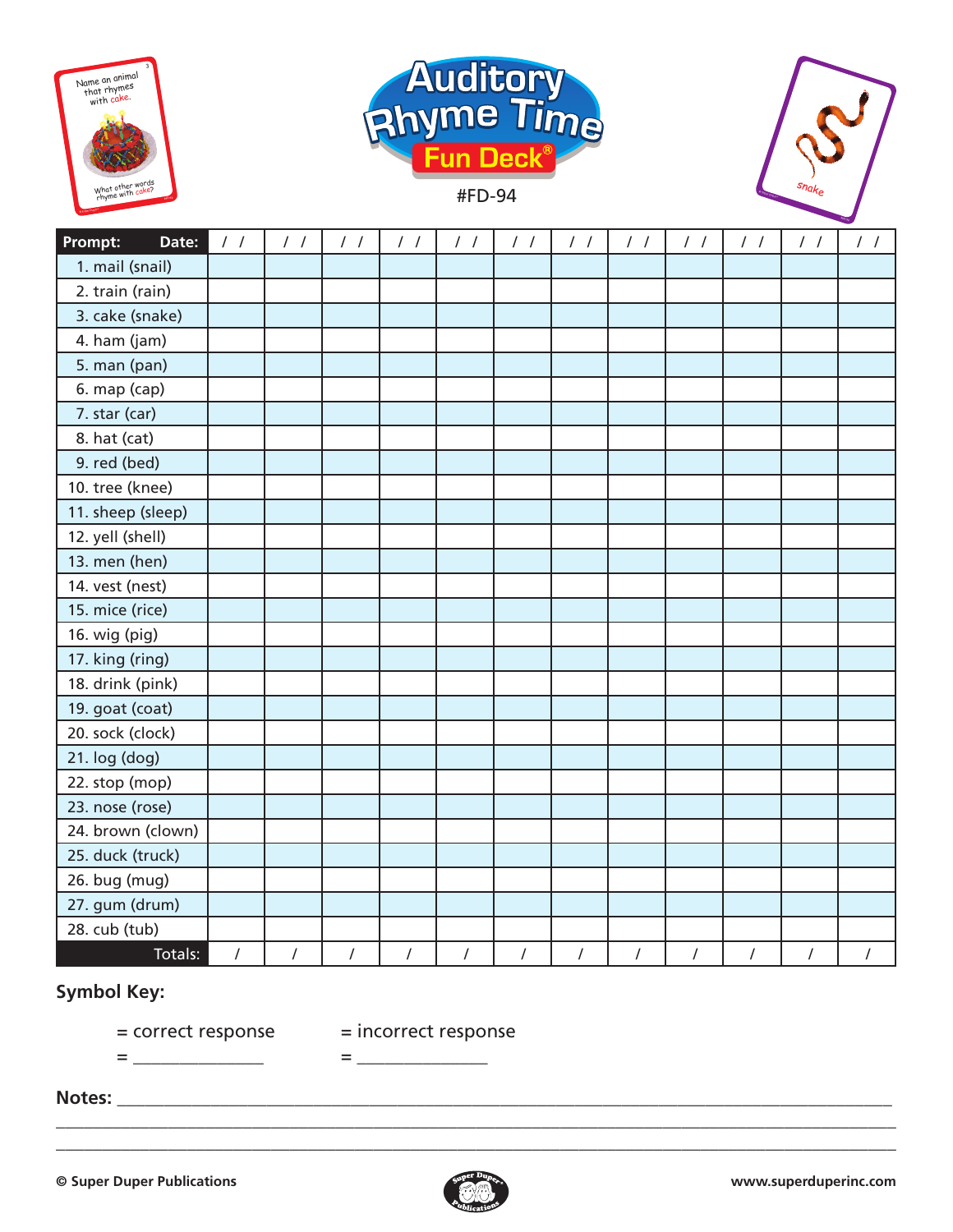# Auditory Rhyme Time Fun Deck®

#FD-94

| Prompt: Date: | / / | / / | / / | / / | / / | / / | / / | / / | / / | / / | / / | / / |
|---|---|---|---|---|---|---|---|---|---|---|---|---|
| 1. mail (snail) | | | | | | | | | | | | |
| 2. train (rain) | | | | | | | | | | | | |
| 3. cake (snake) | | | | | | | | | | | | |
| 4. ham (jam) | | | | | | | | | | | | |
| 5. man (pan) | | | | | | | | | | | | |
| 6. map (cap) | | | | | | | | | | | | |
| 7. star (car) | | | | | | | | | | | | |
| 8. hat (cat) | | | | | | | | | | | | |
| 9. red (bed) | | | | | | | | | | | | |
| 10. tree (knee) | | | | | | | | | | | | |
| 11. sheep (sleep) | | | | | | | | | | | | |
| 12. yell (shell) | | | | | | | | | | | | |
| 13. men (hen) | | | | | | | | | | | | |
| 14. vest (nest) | | | | | | | | | | | | |
| 15. mice (rice) | | | | | | | | | | | | |
| 16. wig (pig) | | | | | | | | | | | | |
| 17. king (ring) | | | | | | | | | | | | |
| 18. drink (pink) | | | | | | | | | | | | |
| 19. goat (coat) | | | | | | | | | | | | |
| 20. sock (clock) | | | | | | | | | | | | |
| 21. log (dog) | | | | | | | | | | | | |
| 22. stop (mop) | | | | | | | | | | | | |
| 23. nose (rose) | | | | | | | | | | | | |
| 24. brown (clown) | | | | | | | | | | | | |
| 25. duck (truck) | | | | | | | | | | | | |
| 26. bug (mug) | | | | | | | | | | | | |
| 27. gum (drum) | | | | | | | | | | | | |
| 28. cub (tub) | | | | | | | | | | | | |
| Totals: | / | / | / | / | / | / | / | / | / | / | / | / |

**Symbol Key:**

= correct response = incorrect response

= ______________ = ______________

**Notes:** ______________________________________________________________________________

© Super Duper Publications

www.superduperinc.com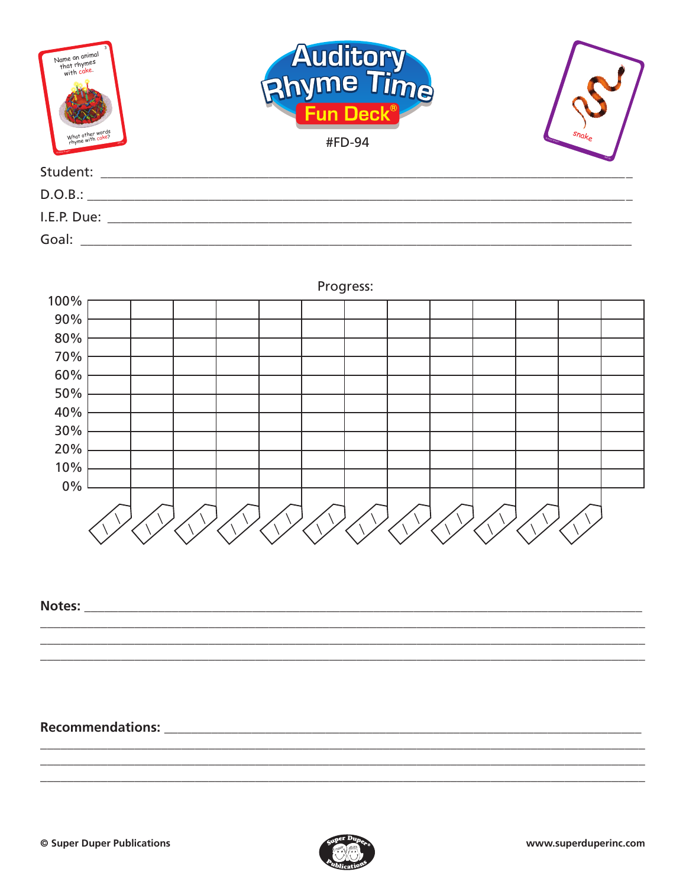# Auditory Rhyme Time Fun Deck®

#FD-94

Student: ______________________________________________

D.O.B.: ______________________________________________

I.E.P. Due: ______________________________________________

Goal: ______________________________________________

Progress:

100%
90%
80%
70%
60%
50%
40%
30%
20%
10%
0%

**Notes:** ______________________________________________

______________________________________________

______________________________________________

______________________________________________

**Recommendations:** ______________________________________________

______________________________________________

______________________________________________

______________________________________________

**© Super Duper Publications**

**www.superduperinc.com**